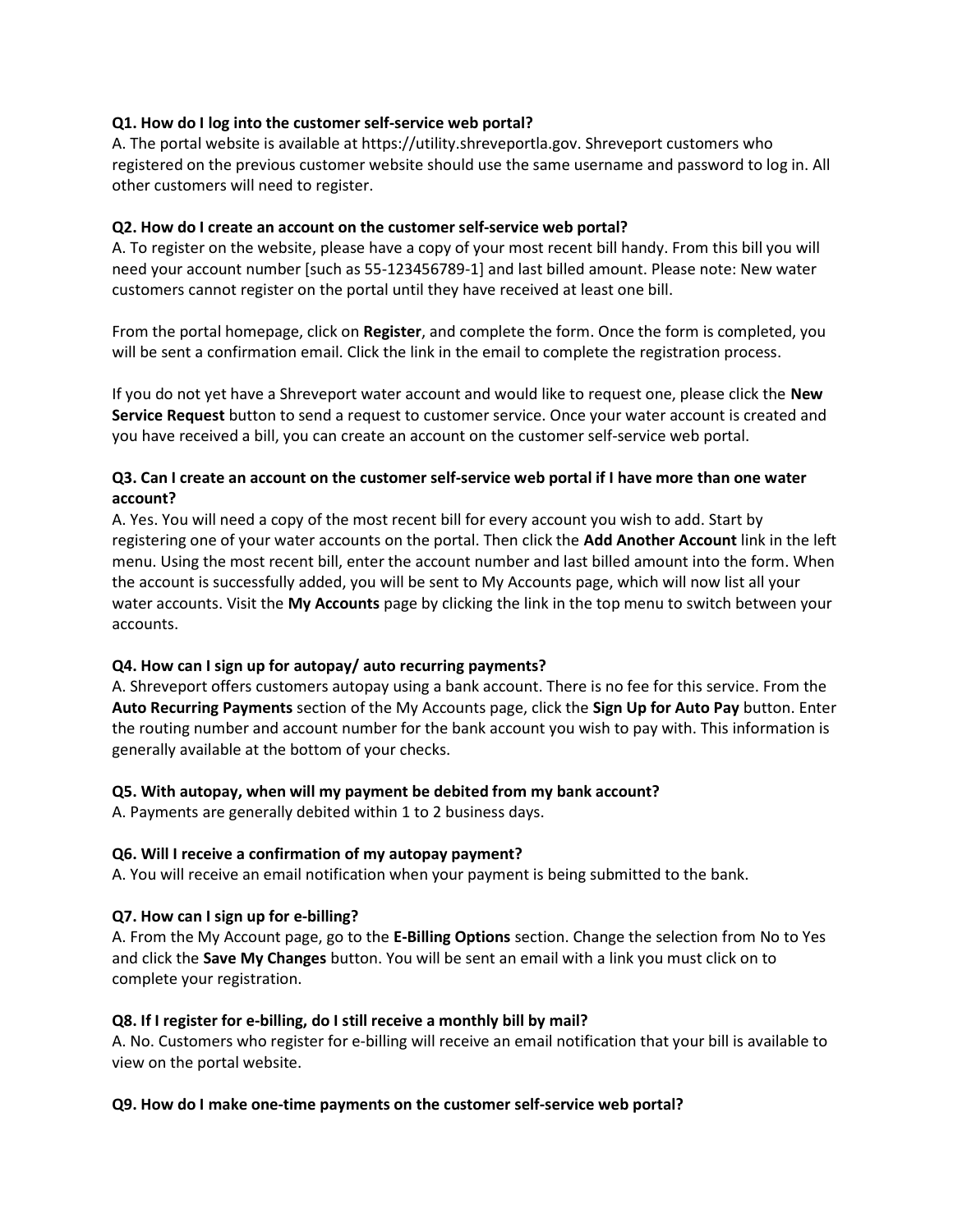**Q1. How do I log into the customer self-service web portal?**

A. The portal website is available at https://utility.shreveportla.gov. Shreveport customers who registered on the previous customer website should use the same username and password to log in. All other customers will need to register.

**Q2. How do I create an account on the customer self-service web portal?**

A. To register on the website, please have a copy of your most recent bill handy. From this bill you will need your account number [such as 55-123456789-1] and last billed amount. Please note: New water customers cannot register on the portal until they have received at least one bill.

From the portal homepage, click on **Register**, and complete the form. Once the form is completed, you will be sent a confirmation email. Click the link in the email to complete the registration process.

If you do not yet have a Shreveport water account and would like to request one, please click the **New Service Request** button to send a request to customer service. Once your water account is created and you have received a bill, you can create an account on the customer self-service web portal.

**Q3. Can I create an account on the customer self-service web portal if I have more than one water account?**

A. Yes. You will need a copy of the most recent bill for every account you wish to add. Start by registering one of your water accounts on the portal. Then click the **Add Another Account** link in the left menu. Using the most recent bill, enter the account number and last billed amount into the form. When the account is successfully added, you will be sent to My Accounts page, which will now list all your water accounts. Visit the **My Accounts** page by clicking the link in the top menu to switch between your accounts.

**Q4. How can I sign up for autopay/ auto recurring payments?**

A. Shreveport offers customers autopay using a bank account. There is no fee for this service. From the **Auto Recurring Payments** section of the My Accounts page, click the **Sign Up for Auto Pay** button. Enter the routing number and account number for the bank account you wish to pay with. This information is generally available at the bottom of your checks.

**Q5. With autopay, when will my payment be debited from my bank account?**

A. Payments are generally debited within 1 to 2 business days.

**Q6. Will I receive a confirmation of my autopay payment?**

A. You will receive an email notification when your payment is being submitted to the bank.

**Q7. How can I sign up for e-billing?**

A. From the My Account page, go to the **E-Billing Options** section. Change the selection from No to Yes and click the **Save My Changes** button. You will be sent an email with a link you must click on to complete your registration.

**Q8. If I register for e-billing, do I still receive a monthly bill by mail?**

A. No. Customers who register for e-billing will receive an email notification that your bill is available to view on the portal website.

**Q9. How do I make one-time payments on the customer self-service web portal?**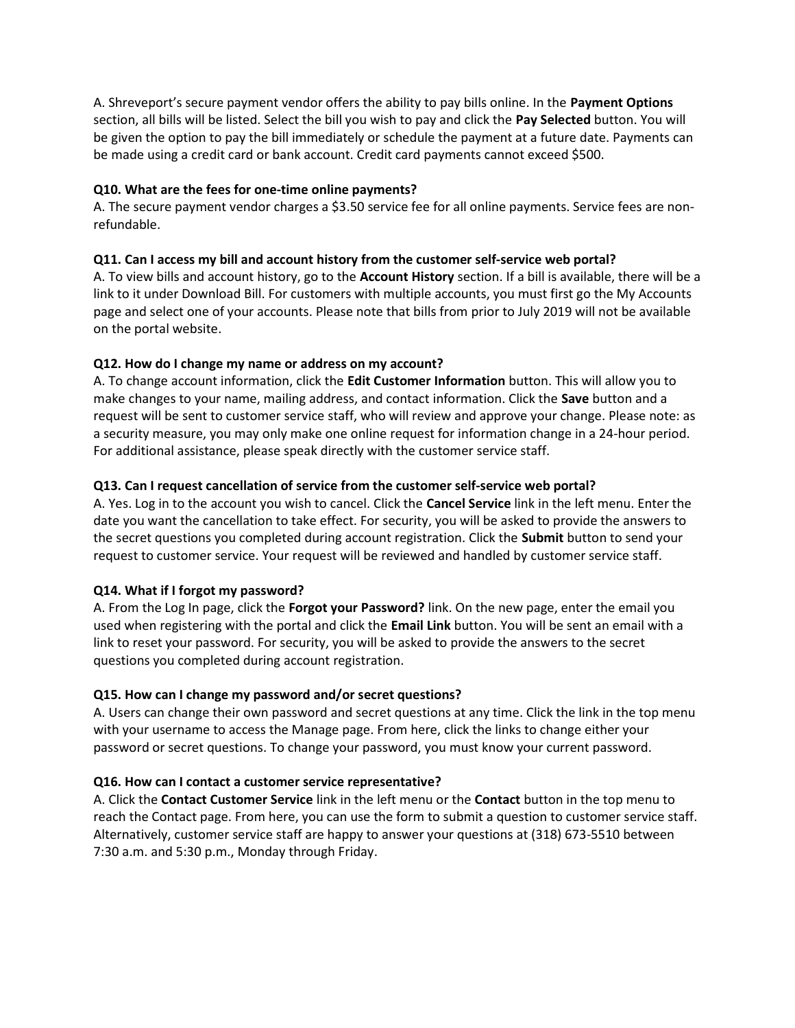A. Shreveport's secure payment vendor offers the ability to pay bills online. In the **Payment Options** section, all bills will be listed. Select the bill you wish to pay and click the **Pay Selected** button. You will be given the option to pay the bill immediately or schedule the payment at a future date. Payments can be made using a credit card or bank account. Credit card payments cannot exceed $500.

**Q10. What are the fees for one-time online payments?**
A. The secure payment vendor charges a $3.50 service fee for all online payments. Service fees are non-refundable.

**Q11. Can I access my bill and account history from the customer self-service web portal?**
A. To view bills and account history, go to the **Account History** section. If a bill is available, there will be a link to it under Download Bill. For customers with multiple accounts, you must first go the My Accounts page and select one of your accounts. Please note that bills from prior to July 2019 will not be available on the portal website.

**Q12. How do I change my name or address on my account?**
A. To change account information, click the **Edit Customer Information** button. This will allow you to make changes to your name, mailing address, and contact information. Click the **Save** button and a request will be sent to customer service staff, who will review and approve your change. Please note: as a security measure, you may only make one online request for information change in a 24-hour period. For additional assistance, please speak directly with the customer service staff.

**Q13. Can I request cancellation of service from the customer self-service web portal?**
A. Yes. Log in to the account you wish to cancel. Click the **Cancel Service** link in the left menu. Enter the date you want the cancellation to take effect. For security, you will be asked to provide the answers to the secret questions you completed during account registration. Click the **Submit** button to send your request to customer service. Your request will be reviewed and handled by customer service staff.

**Q14. What if I forgot my password?**
A. From the Log In page, click the **Forgot your Password?** link. On the new page, enter the email you used when registering with the portal and click the **Email Link** button. You will be sent an email with a link to reset your password. For security, you will be asked to provide the answers to the secret questions you completed during account registration.

**Q15. How can I change my password and/or secret questions?**
A. Users can change their own password and secret questions at any time. Click the link in the top menu with your username to access the Manage page. From here, click the links to change either your password or secret questions. To change your password, you must know your current password.

**Q16. How can I contact a customer service representative?**
A. Click the **Contact Customer Service** link in the left menu or the **Contact** button in the top menu to reach the Contact page. From here, you can use the form to submit a question to customer service staff. Alternatively, customer service staff are happy to answer your questions at (318) 673-5510 between 7:30 a.m. and 5:30 p.m., Monday through Friday.